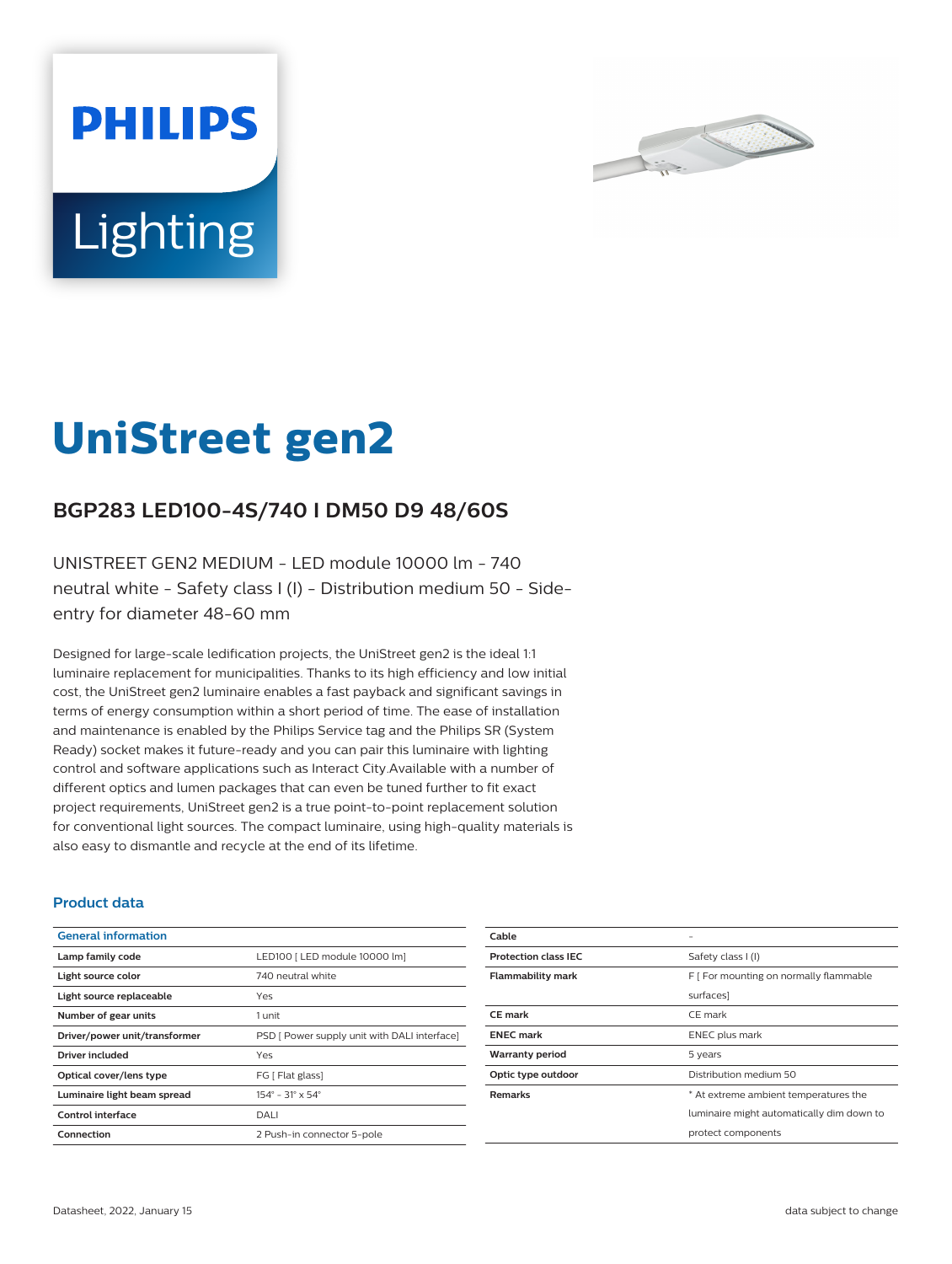PHILIPS

Lighting

# UniStreet gen2

## BGP283 LED100-4S/740 I DM50 D9 48/60S

UNISTREET GEN2 MEDIUM - LED module 10000 lm - 740 neutral white - Safety class I (I) - Distribution medium 50 - Side-entry for diameter 48-60 mm

Designed for large-scale ledification projects, the UniStreet gen2 is the ideal 1:1 luminaire replacement for municipalities. Thanks to its high efficiency and low initial cost, the UniStreet gen2 luminaire enables a fast payback and significant savings in terms of energy consumption within a short period of time. The ease of installation and maintenance is enabled by the Philips Service tag and the Philips SR (System Ready) socket makes it future-ready and you can pair this luminaire with lighting control and software applications such as Interact City.Available with a number of different optics and lumen packages that can even be tuned further to fit exact project requirements, UniStreet gen2 is a true point-to-point replacement solution for conventional light sources. The compact luminaire, using high-quality materials is also easy to dismantle and recycle at the end of its lifetime.

### Product data

| General information | |
|---|---|
| Lamp family code | LED100 [ LED module 10000 lm] |
| Light source color | 740 neutral white |
| Light source replaceable | Yes |
| Number of gear units | 1 unit |
| Driver/power unit/transformer | PSD [ Power supply unit with DALI interface] |
| Driver included | Yes |
| Optical cover/lens type | FG [ Flat glass] |
| Luminaire light beam spread | 154° - 31° x 54° |
| Control interface | DALI |
| Connection | 2 Push-in connector 5-pole |
| Cable | - |
| Protection class IEC | Safety class I (I) |
| Flammability mark | F [ For mounting on normally flammable surfaces] |
| CE mark | CE mark |
| ENEC mark | ENEC plus mark |
| Warranty period | 5 years |
| Optic type outdoor | Distribution medium 50 |
| Remarks | * At extreme ambient temperatures the luminaire might automatically dim down to protect components |

Datasheet, 2022, January 15

data subject to change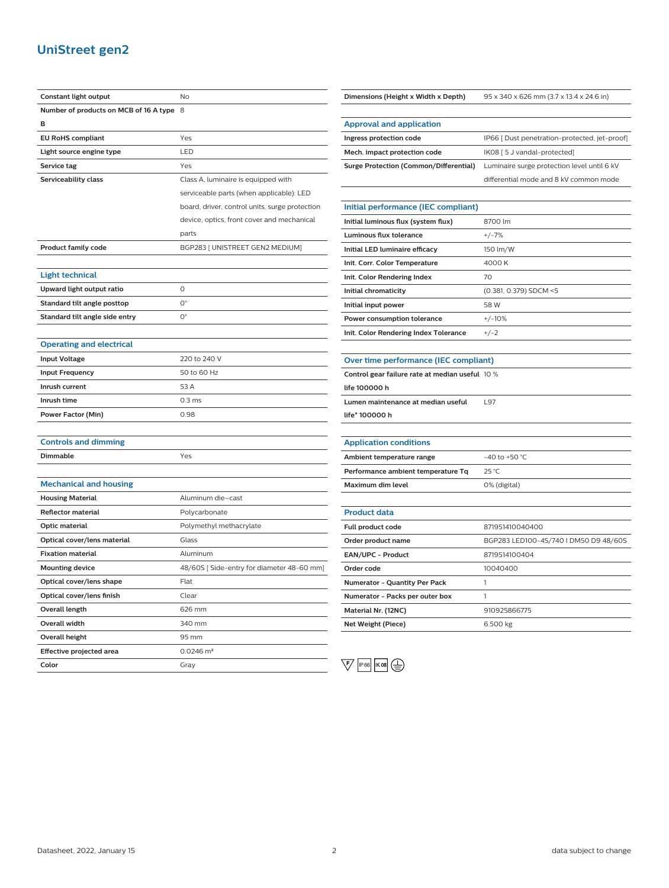# UniStreet gen2

| | |
|---|---|
| **Constant light output** | No |
| **Number of products on MCB of 16 A type B** | 8 |
| **EU RoHS compliant** | Yes |
| **Light source engine type** | LED |
| **Service tag** | Yes |
| **Serviceability class** | Class A, luminaire is equipped with serviceable parts (when applicable): LED board, driver, control units, surge protection device, optics, front cover and mechanical parts |
| **Product family code** | BGP283 [ UNISTREET GEN2 MEDIUM] |

## Light technical

| | |
|---|---|
| **Upward light output ratio** | 0 |
| **Standard tilt angle posttop** | 0° |
| **Standard tilt angle side entry** | 0° |

## Operating and electrical

| | |
|---|---|
| **Input Voltage** | 220 to 240 V |
| **Input Frequency** | 50 to 60 Hz |
| **Inrush current** | 53 A |
| **Inrush time** | 0.3 ms |
| **Power Factor (Min)** | 0.98 |

## Controls and dimming

| | |
|---|---|
| **Dimmable** | Yes |

## Mechanical and housing

| | |
|---|---|
| **Housing Material** | Aluminum die-cast |
| **Reflector material** | Polycarbonate |
| **Optic material** | Polymethyl methacrylate |
| **Optical cover/lens material** | Glass |
| **Fixation material** | Aluminum |
| **Mounting device** | 48/60S [ Side-entry for diameter 48-60 mm] |
| **Optical cover/lens shape** | Flat |
| **Optical cover/lens finish** | Clear |
| **Overall length** | 626 mm |
| **Overall width** | 340 mm |
| **Overall height** | 95 mm |
| **Effective projected area** | 0.0246 m² |
| **Color** | Gray |

| | |
|---|---|
| **Dimensions (Height x Width x Depth)** | 95 x 340 x 626 mm (3.7 x 13.4 x 24.6 in) |

## Approval and application

| | |
|---|---|
| **Ingress protection code** | IP66 [ Dust penetration-protected, jet-proof] |
| **Mech. impact protection code** | IK08 [ 5 J vandal-protected] |
| **Surge Protection (Common/Differential)** | Luminaire surge protection level until 6 kV differential mode and 8 kV common mode |

## Initial performance (IEC compliant)

| | |
|---|---|
| **Initial luminous flux (system flux)** | 8700 lm |
| **Luminous flux tolerance** | +/-7% |
| **Initial LED luminaire efficacy** | 150 lm/W |
| **Init. Corr. Color Temperature** | 4000 K |
| **Init. Color Rendering Index** | 70 |
| **Initial chromaticity** | (0.381, 0.379) SDCM <5 |
| **Initial input power** | 58 W |
| **Power consumption tolerance** | +/-10% |
| **Init. Color Rendering Index Tolerance** | +/-2 |

## Over time performance (IEC compliant)

| | |
|---|---|
| **Control gear failure rate at median useful life 100000 h** | 10 % |
| **Lumen maintenance at median useful life\* 100000 h** | L97 |

## Application conditions

| | |
|---|---|
| **Ambient temperature range** | -40 to +50 °C |
| **Performance ambient temperature Tq** | 25 °C |
| **Maximum dim level** | 0% (digital) |

## Product data

| | |
|---|---|
| **Full product code** | 871951410040400 |
| **Order product name** | BGP283 LED100-4S/740 I DM50 D9 48/60S |
| **EAN/UPC - Product** | 8719514100404 |
| **Order code** | 10040400 |
| **Numerator - Quantity Per Pack** | 1 |
| **Numerator - Packs per outer box** | 1 |
| **Material Nr. (12NC)** | 910925866775 |
| **Net Weight (Piece)** | 6.500 kg |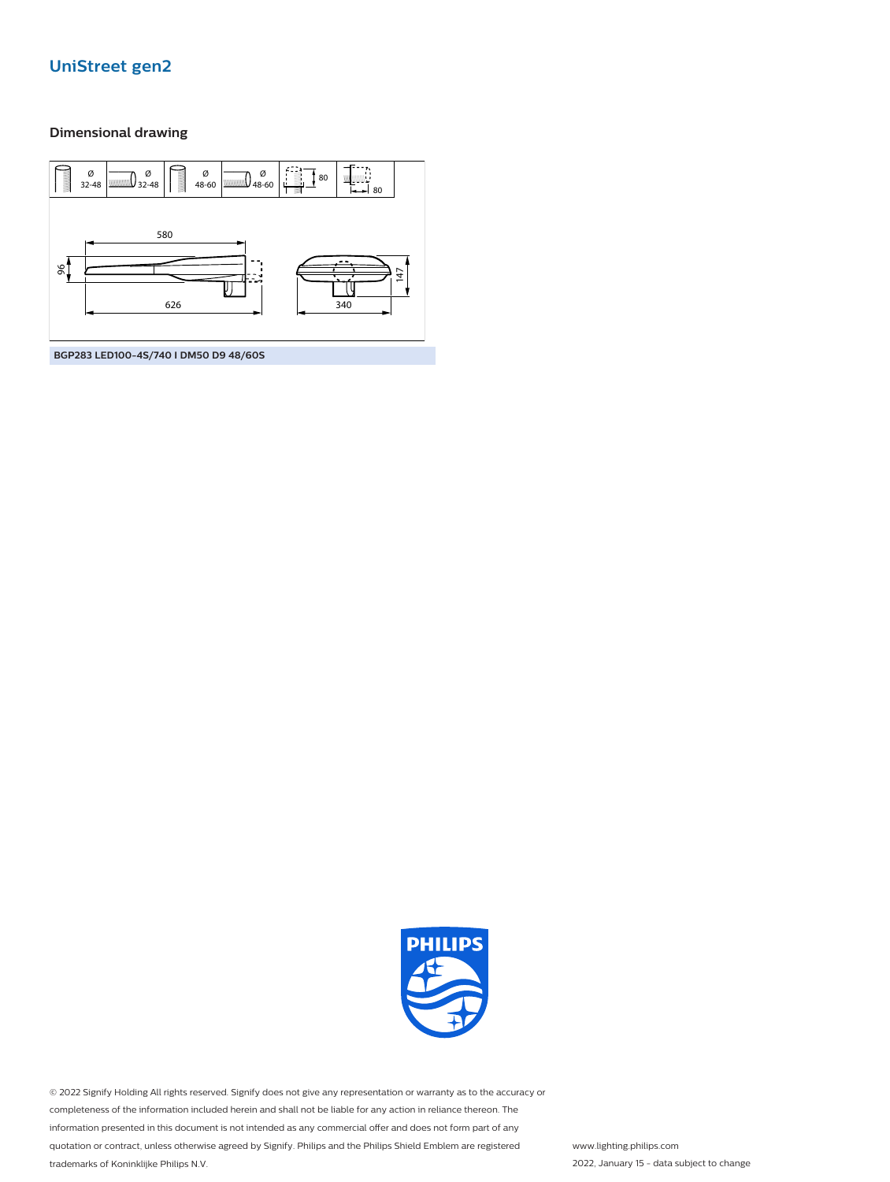# UniStreet gen2

## Dimensional drawing

Ø 32-48
Ø 32-48
Ø 48-60
Ø 48-60
80
80

580
96
626
340
147

**BGP283 LED100-4S/740 I DM50 D9 48/60S**

© 2022 Signify Holding All rights reserved. Signify does not give any representation or warranty as to the accuracy or completeness of the information included herein and shall not be liable for any action in reliance thereon. The information presented in this document is not intended as any commercial offer and does not form part of any quotation or contract, unless otherwise agreed by Signify. Philips and the Philips Shield Emblem are registered trademarks of Koninklijke Philips N.V.

www.lighting.philips.com

2022, January 15 - data subject to change